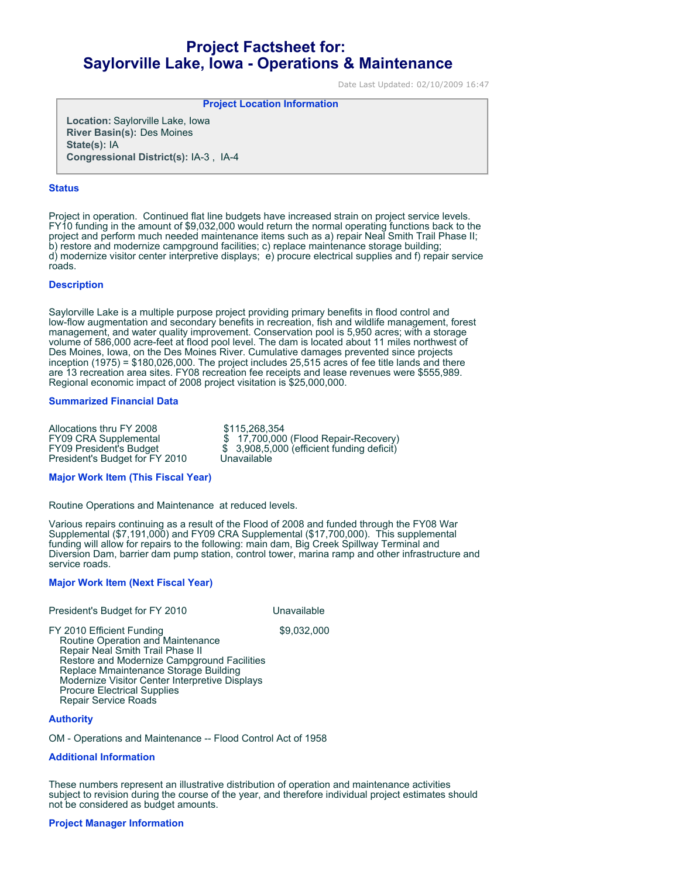# Project Factsheet for:
# Saylorville Lake, Iowa - Operations & Maintenance

Date Last Updated: 02/10/2009 16:47

**Project Location Information**

**Location:** Saylorville Lake, Iowa
**River Basin(s):** Des Moines
**State(s):** IA
**Congressional District(s):** IA-3 , IA-4

## Status

Project in operation. Continued flat line budgets have increased strain on project service levels. FY10 funding in the amount of $9,032,000 would return the normal operating functions back to the project and perform much needed maintenance items such as a) repair Neal Smith Trail Phase II; b) restore and modernize campground facilities; c) replace maintenance storage building; d) modernize visitor center interpretive displays; e) procure electrical supplies and f) repair service roads.

## Description

Saylorville Lake is a multiple purpose project providing primary benefits in flood control and low-flow augmentation and secondary benefits in recreation, fish and wildlife management, forest management, and water quality improvement. Conservation pool is 5,950 acres; with a storage volume of 586,000 acre-feet at flood pool level. The dam is located about 11 miles northwest of Des Moines, Iowa, on the Des Moines River. Cumulative damages prevented since projects inception (1975) = $180,026,000. The project includes 25,515 acres of fee title lands and there are 13 recreation area sites. FY08 recreation fee receipts and lease revenues were $555,989. Regional economic impact of 2008 project visitation is $25,000,000.

## Summarized Financial Data

| | |
|---|---|
| Allocations thru FY 2008 | $115,268,354 |
| FY09 CRA Supplemental | $ 17,700,000 (Flood Repair-Recovery) |
| FY09 President's Budget | $ 3,908,5,000 (efficient funding deficit) |
| President's Budget for FY 2010 | Unavailable |

## Major Work Item (This Fiscal Year)

Routine Operations and Maintenance at reduced levels.

Various repairs continuing as a result of the Flood of 2008 and funded through the FY08 War Supplemental ($7,191,000) and FY09 CRA Supplemental ($17,700,000). This supplemental funding will allow for repairs to the following: main dam, Big Creek Spillway Terminal and Diversion Dam, barrier dam pump station, control tower, marina ramp and other infrastructure and service roads.

## Major Work Item (Next Fiscal Year)

President's Budget for FY 2010 Unavailable

FY 2010 Efficient Funding $9,032,000
- Routine Operation and Maintenance
- Repair Neal Smith Trail Phase II
- Restore and Modernize Campground Facilities
- Replace Mmaintenance Storage Building
- Modernize Visitor Center Interpretive Displays
- Procure Electrical Supplies
- Repair Service Roads

## Authority

OM - Operations and Maintenance -- Flood Control Act of 1958

## Additional Information

These numbers represent an illustrative distribution of operation and maintenance activities subject to revision during the course of the year, and therefore individual project estimates should not be considered as budget amounts.

## Project Manager Information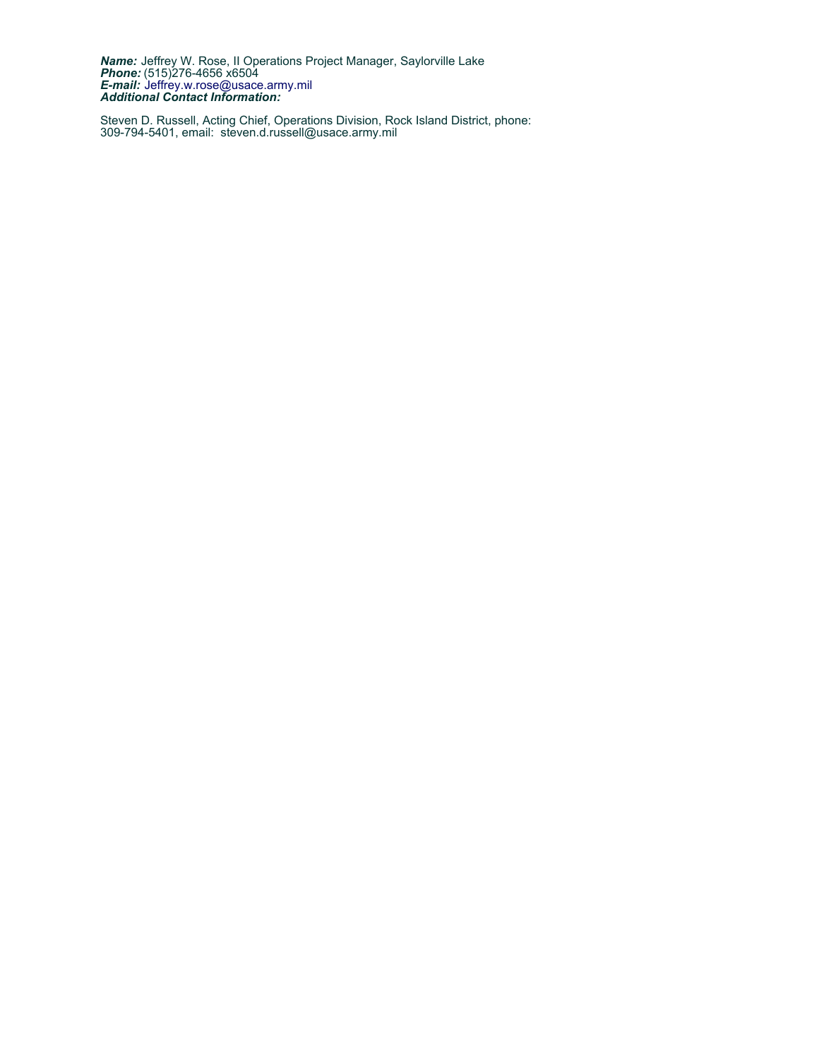***Name:*** Jeffrey W. Rose, II Operations Project Manager, Saylorville Lake
***Phone:*** (515)276-4656 x6504
***E-mail:*** Jeffrey.w.rose@usace.army.mil
***Additional Contact Information:***

Steven D. Russell, Acting Chief, Operations Division, Rock Island District, phone: 309-794-5401, email: steven.d.russell@usace.army.mil